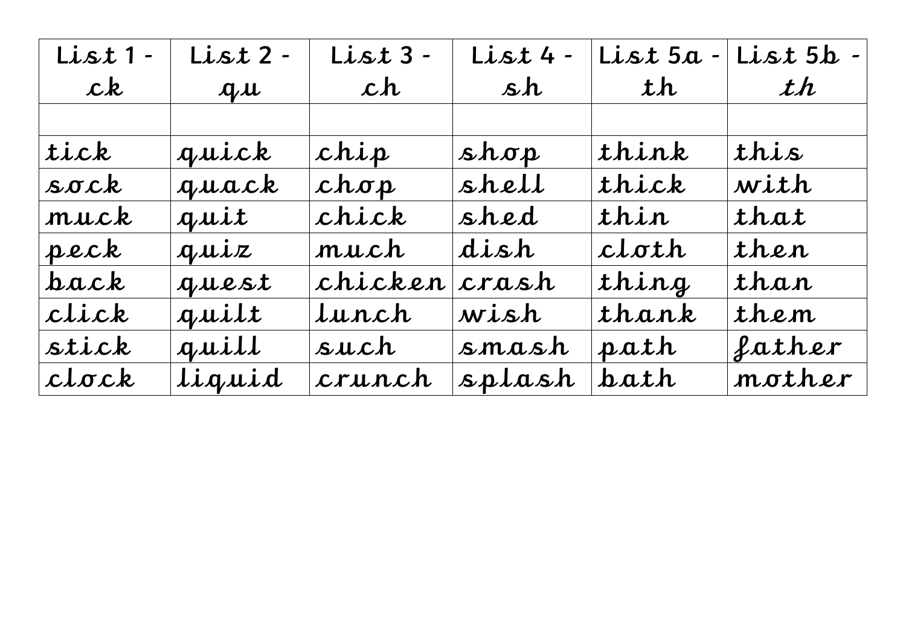| List 1 - ck | List 2 - qu | List 3 - ch | List 4 - sh | List 5a - th | List 5b - *th* |
|---|---|---|---|---|---|
| | | | | | |
| tick | quick | chip | shop | think | this |
| sock | quack | chop | shell | thick | with |
| muck | quit | chick | shed | thin | that |
| peck | quiz | much | dish | cloth | then |
| back | quest | chicken | crash | thing | than |
| click | quilt | lunch | wish | thank | them |
| stick | quill | such | smash | path | father |
| clock | liquid | crunch | splash | bath | mother |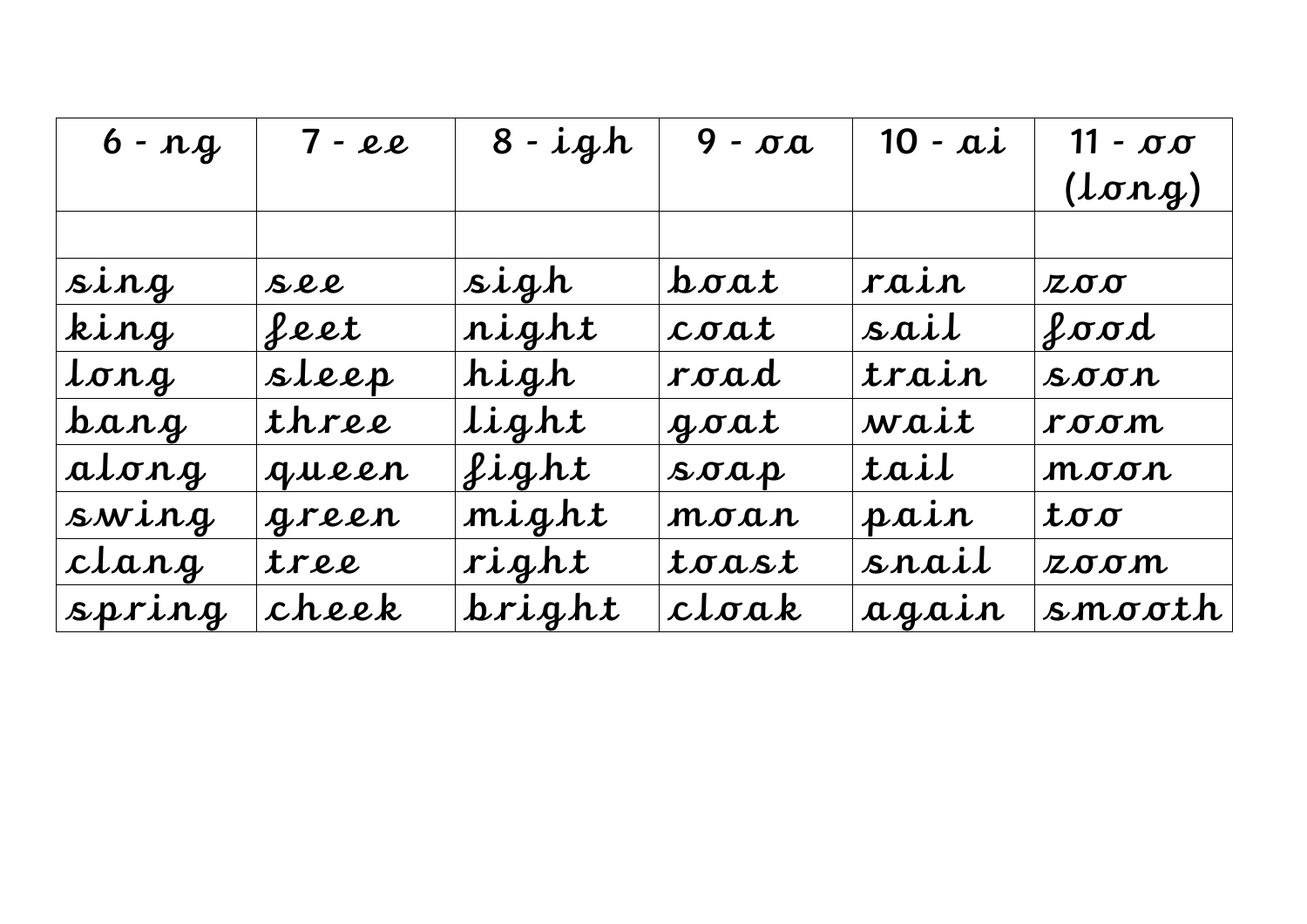| 6 - ng | 7 - ee | 8 - igh | 9 - oa | 10 - ai | 11 - oo (long) |
|---|---|---|---|---|---|
| | | | | | |
| sing | see | sigh | boat | rain | zoo |
| king | feet | night | coat | sail | food |
| long | sleep | high | road | train | soon |
| bang | three | light | goat | wait | room |
| along | queen | fight | soap | tail | moon |
| swing | green | might | moan | pain | too |
| clang | tree | right | toast | snail | zoom |
| spring | cheek | bright | cloak | again | smooth |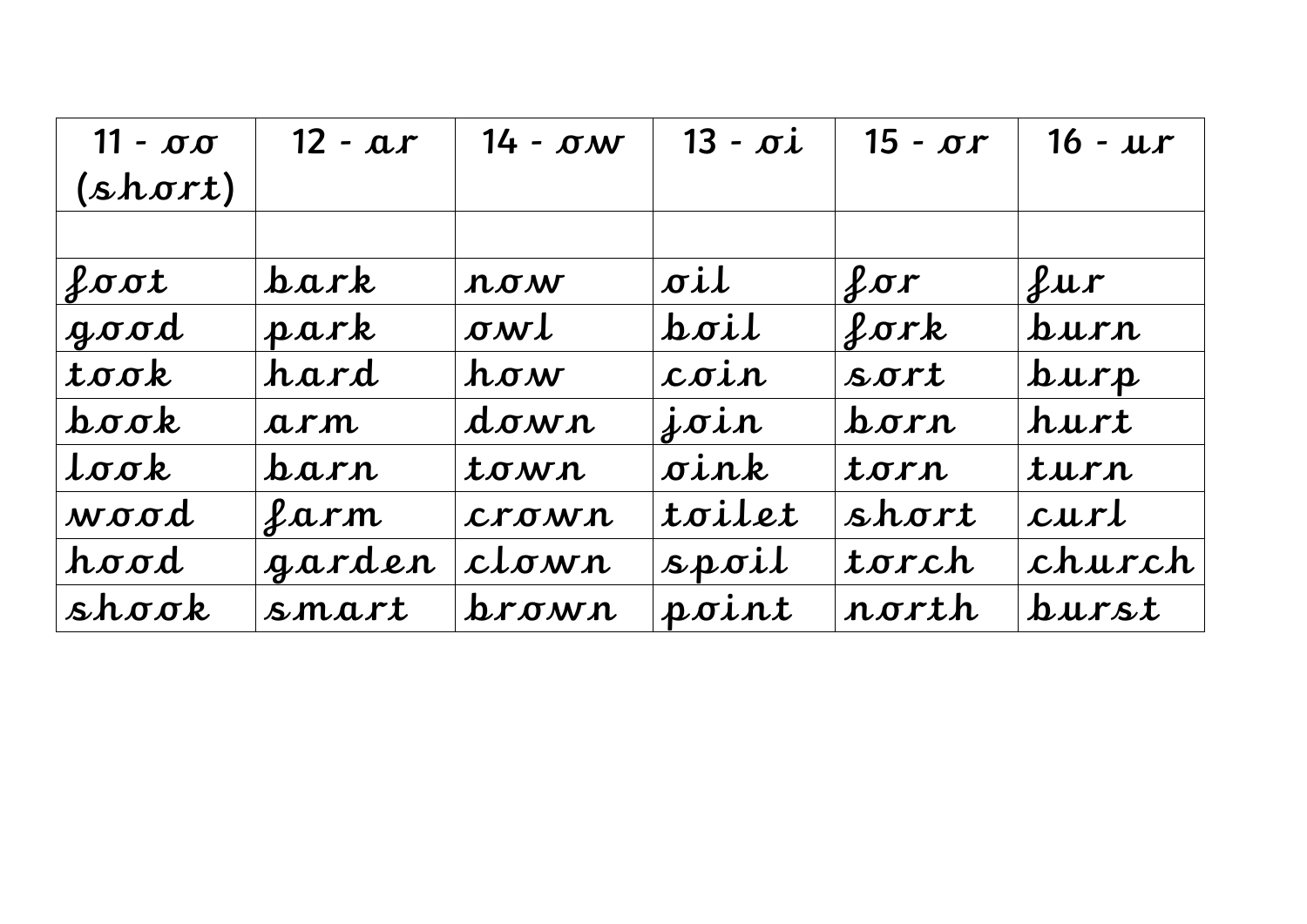| 11 - oo (short) | 12 - ar | 14 - ow | 13 - oi | 15 - or | 16 - ur |
|---|---|---|---|---|---|
| | | | | | |
| foot | bark | now | oil | for | fur |
| good | park | owl | boil | fork | burn |
| took | hard | how | coin | sort | burp |
| book | arm | down | join | born | hurt |
| look | barn | town | oink | torn | turn |
| wood | farm | crown | toilet | short | curl |
| hood | garden | clown | spoil | torch | church |
| shook | smart | brown | point | north | burst |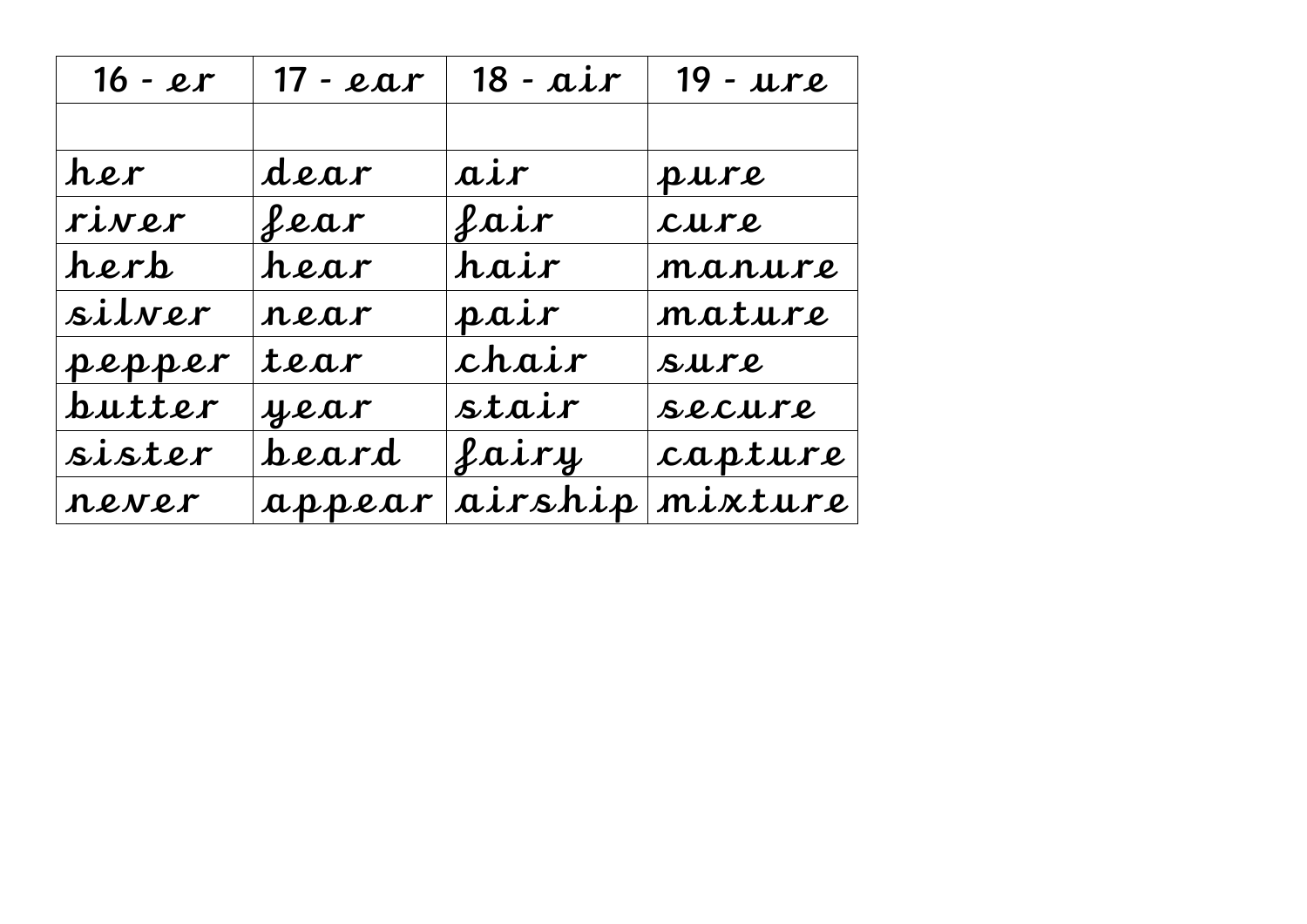| 16 - er | 17 - ear | 18 - air | 19 - ure |
| --- | --- | --- | --- |
| | | | |
| her | dear | air | pure |
| river | fear | fair | cure |
| herb | hear | hair | manure |
| silver | near | pair | mature |
| pepper | tear | chair | sure |
| butter | year | stair | secure |
| sister | beard | fairy | capture |
| never | appear | airship | mixture |